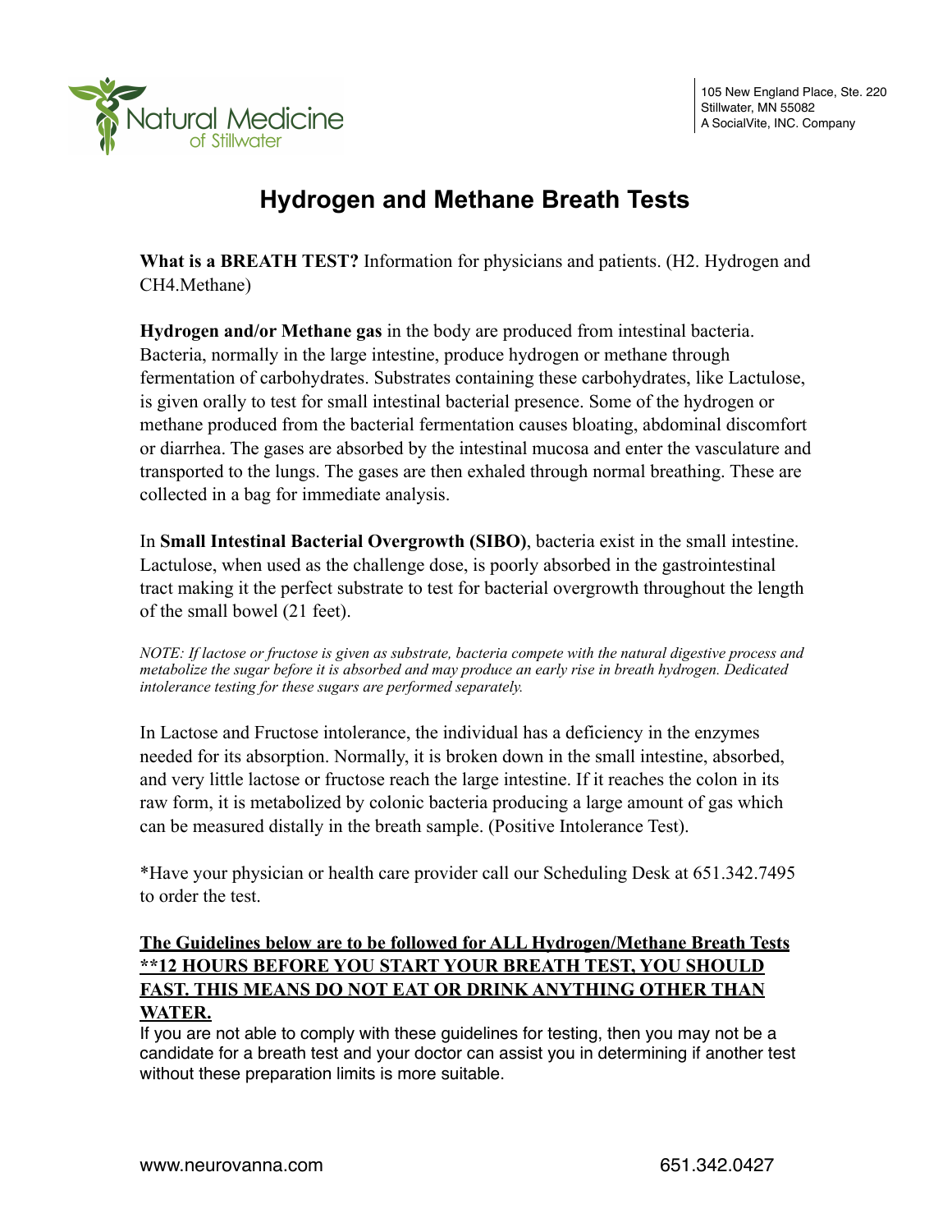Natural Medicine of Stillwater

105 New England Place, Ste. 220
Stillwater, MN 55082
A SocialVite, INC. Company

# Hydrogen and Methane Breath Tests

**What is a BREATH TEST?** Information for physicians and patients. (H2. Hydrogen and CH4.Methane)

**Hydrogen and/or Methane gas** in the body are produced from intestinal bacteria. Bacteria, normally in the large intestine, produce hydrogen or methane through fermentation of carbohydrates. Substrates containing these carbohydrates, like Lactulose, is given orally to test for small intestinal bacterial presence. Some of the hydrogen or methane produced from the bacterial fermentation causes bloating, abdominal discomfort or diarrhea. The gases are absorbed by the intestinal mucosa and enter the vasculature and transported to the lungs. The gases are then exhaled through normal breathing. These are collected in a bag for immediate analysis.

In **Small Intestinal Bacterial Overgrowth (SIBO)**, bacteria exist in the small intestine. Lactulose, when used as the challenge dose, is poorly absorbed in the gastrointestinal tract making it the perfect substrate to test for bacterial overgrowth throughout the length of the small bowel (21 feet).

*NOTE: If lactose or fructose is given as substrate, bacteria compete with the natural digestive process and metabolize the sugar before it is absorbed and may produce an early rise in breath hydrogen. Dedicated intolerance testing for these sugars are performed separately.*

In Lactose and Fructose intolerance, the individual has a deficiency in the enzymes needed for its absorption. Normally, it is broken down in the small intestine, absorbed, and very little lactose or fructose reach the large intestine. If it reaches the colon in its raw form, it is metabolized by colonic bacteria producing a large amount of gas which can be measured distally in the breath sample. (Positive Intolerance Test).

*Have your physician or health care provider call our Scheduling Desk at 651.342.7495 to order the test.

**The Guidelines below are to be followed for ALL Hydrogen/Methane Breath Tests**
****12 HOURS BEFORE YOU START YOUR BREATH TEST, YOU SHOULD FAST. THIS MEANS DO NOT EAT OR DRINK ANYTHING OTHER THAN WATER.**

If you are not able to comply with these guidelines for testing, then you may not be a candidate for a breath test and your doctor can assist you in determining if another test without these preparation limits is more suitable.

www.neurovanna.com 651.342.0427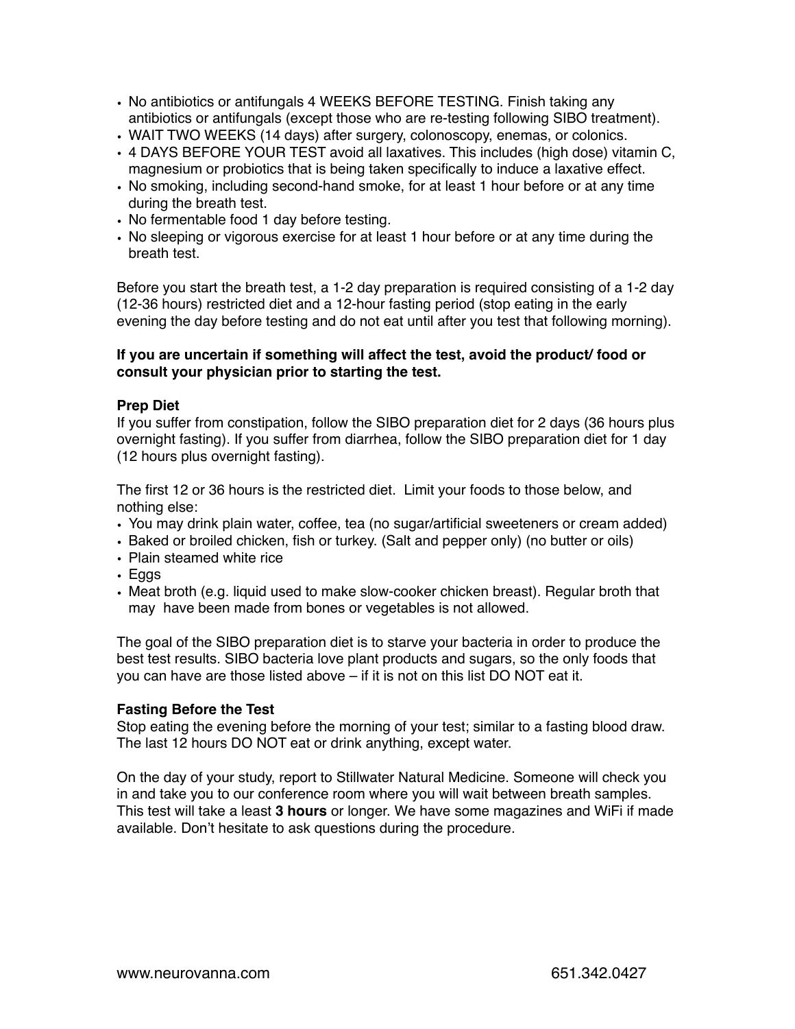- No antibiotics or antifungals 4 WEEKS BEFORE TESTING. Finish taking any antibiotics or antifungals (except those who are re-testing following SIBO treatment).
- WAIT TWO WEEKS (14 days) after surgery, colonoscopy, enemas, or colonics.
- 4 DAYS BEFORE YOUR TEST avoid all laxatives. This includes (high dose) vitamin C, magnesium or probiotics that is being taken specifically to induce a laxative effect.
- No smoking, including second-hand smoke, for at least 1 hour before or at any time during the breath test.
- No fermentable food 1 day before testing.
- No sleeping or vigorous exercise for at least 1 hour before or at any time during the breath test.

Before you start the breath test, a 1-2 day preparation is required consisting of a 1-2 day (12-36 hours) restricted diet and a 12-hour fasting period (stop eating in the early evening the day before testing and do not eat until after you test that following morning).

**If you are uncertain if something will affect the test, avoid the product/ food or consult your physician prior to starting the test.**

**Prep Diet**

If you suffer from constipation, follow the SIBO preparation diet for 2 days (36 hours plus overnight fasting). If you suffer from diarrhea, follow the SIBO preparation diet for 1 day (12 hours plus overnight fasting).

The first 12 or 36 hours is the restricted diet. Limit your foods to those below, and nothing else:

- You may drink plain water, coffee, tea (no sugar/artificial sweeteners or cream added)
- Baked or broiled chicken, fish or turkey. (Salt and pepper only) (no butter or oils)
- Plain steamed white rice
- Eggs
- Meat broth (e.g. liquid used to make slow-cooker chicken breast). Regular broth that may have been made from bones or vegetables is not allowed.

The goal of the SIBO preparation diet is to starve your bacteria in order to produce the best test results. SIBO bacteria love plant products and sugars, so the only foods that you can have are those listed above – if it is not on this list DO NOT eat it.

**Fasting Before the Test**

Stop eating the evening before the morning of your test; similar to a fasting blood draw. The last 12 hours DO NOT eat or drink anything, except water.

On the day of your study, report to Stillwater Natural Medicine. Someone will check you in and take you to our conference room where you will wait between breath samples. This test will take a least **3 hours** or longer. We have some magazines and WiFi if made available. Don't hesitate to ask questions during the procedure.

www.neurovanna.com 651.342.0427